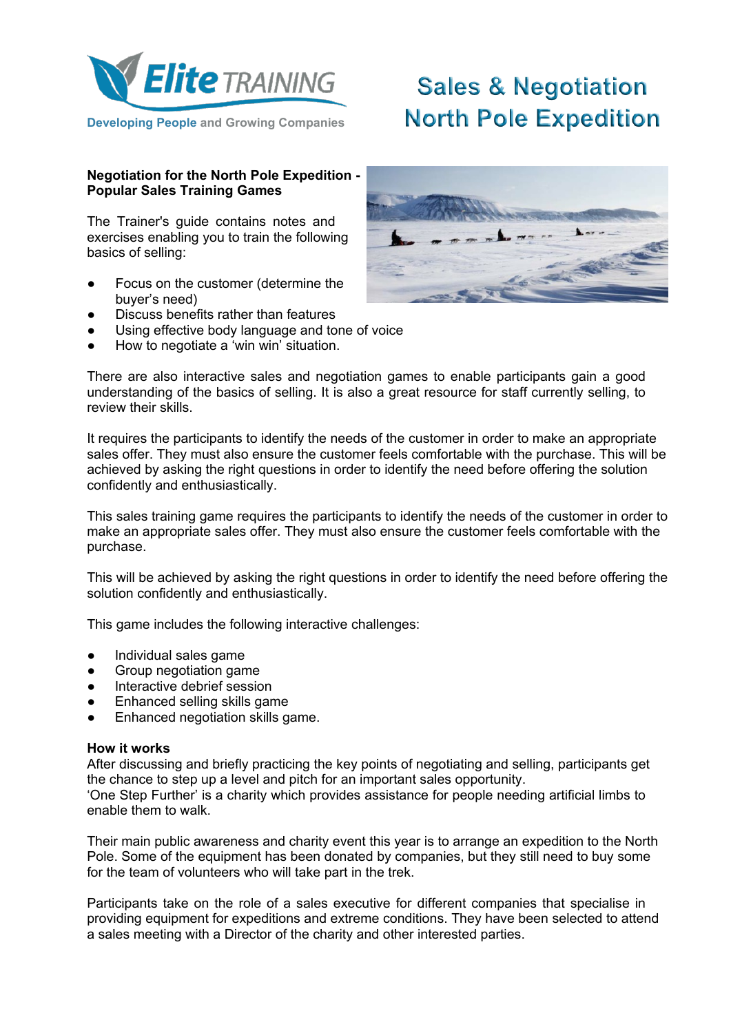Elite TRAINING

Developing People and Growing Companies

# Sales & Negotiation North Pole Expedition

**Negotiation for the North Pole Expedition - Popular Sales Training Games**

The Trainer's guide contains notes and exercises enabling you to train the following basics of selling:

- Focus on the customer (determine the buyer's need)
- Discuss benefits rather than features
- Using effective body language and tone of voice
- How to negotiate a 'win win' situation.

There are also interactive sales and negotiation games to enable participants gain a good understanding of the basics of selling. It is also a great resource for staff currently selling, to review their skills.

It requires the participants to identify the needs of the customer in order to make an appropriate sales offer. They must also ensure the customer feels comfortable with the purchase. This will be achieved by asking the right questions in order to identify the need before offering the solution confidently and enthusiastically.

This sales training game requires the participants to identify the needs of the customer in order to make an appropriate sales offer. They must also ensure the customer feels comfortable with the purchase.

This will be achieved by asking the right questions in order to identify the need before offering the solution confidently and enthusiastically.

This game includes the following interactive challenges:

- Individual sales game
- Group negotiation game
- Interactive debrief session
- Enhanced selling skills game
- Enhanced negotiation skills game.

**How it works**

After discussing and briefly practicing the key points of negotiating and selling, participants get the chance to step up a level and pitch for an important sales opportunity.
'One Step Further' is a charity which provides assistance for people needing artificial limbs to enable them to walk.

Their main public awareness and charity event this year is to arrange an expedition to the North Pole. Some of the equipment has been donated by companies, but they still need to buy some for the team of volunteers who will take part in the trek.

Participants take on the role of a sales executive for different companies that specialise in providing equipment for expeditions and extreme conditions. They have been selected to attend a sales meeting with a Director of the charity and other interested parties.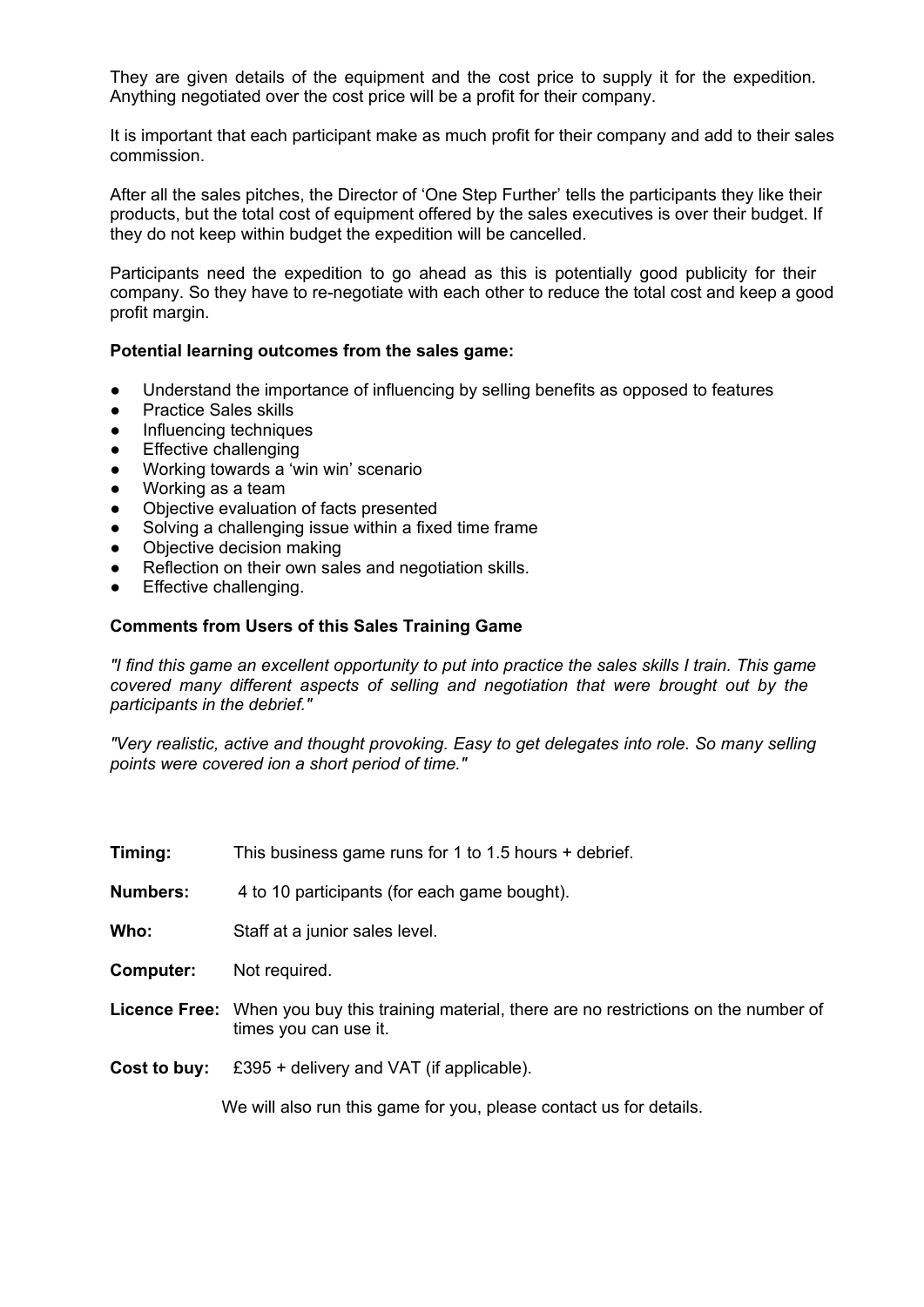They are given details of the equipment and the cost price to supply it for the expedition. Anything negotiated over the cost price will be a profit for their company.

It is important that each participant make as much profit for their company and add to their sales commission.

After all the sales pitches, the Director of 'One Step Further' tells the participants they like their products, but the total cost of equipment offered by the sales executives is over their budget. If they do not keep within budget the expedition will be cancelled.

Participants need the expedition to go ahead as this is potentially good publicity for their company. So they have to re-negotiate with each other to reduce the total cost and keep a good profit margin.

**Potential learning outcomes from the sales game:**

- Understand the importance of influencing by selling benefits as opposed to features
- Practice Sales skills
- Influencing techniques
- Effective challenging
- Working towards a 'win win' scenario
- Working as a team
- Objective evaluation of facts presented
- Solving a challenging issue within a fixed time frame
- Objective decision making
- Reflection on their own sales and negotiation skills.
- Effective challenging.

**Comments from Users of this Sales Training Game**

*"I find this game an excellent opportunity to put into practice the sales skills I train. This game covered many different aspects of selling and negotiation that were brought out by the participants in the debrief."*

*"Very realistic, active and thought provoking. Easy to get delegates into role. So many selling points were covered ion a short period of time."*

**Timing:** This business game runs for 1 to 1.5 hours + debrief.

**Numbers:** 4 to 10 participants (for each game bought).

**Who:** Staff at a junior sales level.

**Computer:** Not required.

**Licence Free:** When you buy this training material, there are no restrictions on the number of times you can use it.

**Cost to buy:** £395 + delivery and VAT (if applicable).

We will also run this game for you, please contact us for details.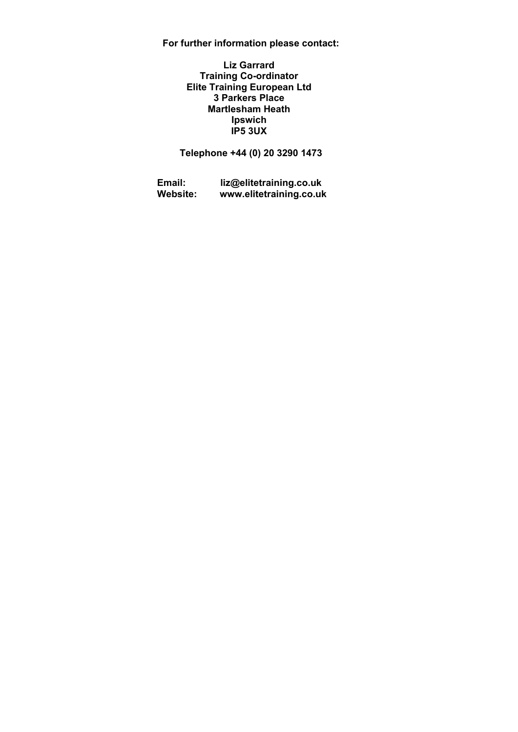**For further information please contact:**

**Liz Garrard**
**Training Co-ordinator**
**Elite Training European Ltd**
**3 Parkers Place**
**Martlesham Heath**
**Ipswich**
**IP5 3UX**

**Telephone +44 (0) 20 3290 1473**

**Email:** **liz@elitetraining.co.uk**
**Website:** **www.elitetraining.co.uk**